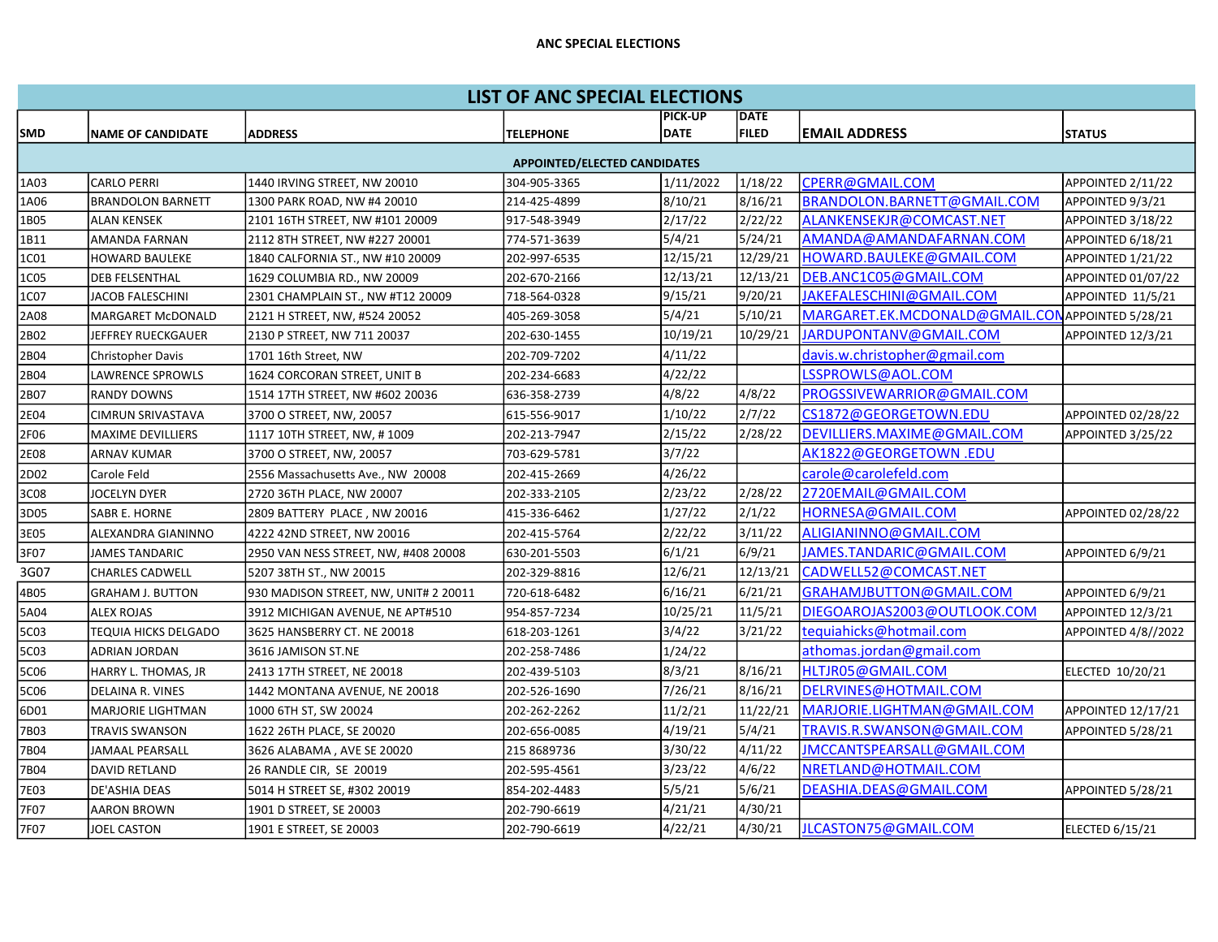ANC SPECIAL ELECTIONS

# LIST OF ANC SPECIAL ELECTIONS

| SMD | NAME OF CANDIDATE | ADDRESS | TELEPHONE | PICK-UP DATE | DATE FILED | EMAIL ADDRESS | STATUS |
|---|---|---|---|---|---|---|---|
| **APPOINTED/ELECTED CANDIDATES** | | | | | | | |
| 1A03 | CARLO PERRI | 1440 IRVING STREET, NW 20010 | 304-905-3365 | 1/11/2022 | 1/18/22 | CPERR@GMAIL.COM | APPOINTED 2/11/22 |
| 1A06 | BRANDOLON BARNETT | 1300 PARK ROAD, NW #4 20010 | 214-425-4899 | 8/10/21 | 8/16/21 | BRANDOLON.BARNETT@GMAIL.COM | APPOINTED 9/3/21 |
| 1B05 | ALAN KENSEK | 2101 16TH STREET, NW #101 20009 | 917-548-3949 | 2/17/22 | 2/22/22 | ALANKENSEKJR@COMCAST.NET | APPOINTED 3/18/22 |
| 1B11 | AMANDA FARNAN | 2112 8TH STREET, NW #227 20001 | 774-571-3639 | 5/4/21 | 5/24/21 | AMANDA@AMANDAFARNAN.COM | APPOINTED 6/18/21 |
| 1C01 | HOWARD BAULEKE | 1840 CALFORNIA ST., NW #10 20009 | 202-997-6535 | 12/15/21 | 12/29/21 | HOWARD.BAULEKE@GMAIL.COM | APPOINTED 1/21/22 |
| 1C05 | DEB FELSENTHAL | 1629 COLUMBIA RD., NW 20009 | 202-670-2166 | 12/13/21 | 12/13/21 | DEB.ANC1C05@GMAIL.COM | APPOINTED 01/07/22 |
| 1C07 | JACOB FALESCHINI | 2301 CHAMPLAIN ST., NW #T12 20009 | 718-564-0328 | 9/15/21 | 9/20/21 | JAKEFALESCHINI@GMAIL.COM | APPOINTED 11/5/21 |
| 2A08 | MARGARET McDONALD | 2121 H STREET, NW, #524 20052 | 405-269-3058 | 5/4/21 | 5/10/21 | MARGARET.EK.MCDONALD@GMAIL.COM | APPOINTED 5/28/21 |
| 2B02 | JEFFREY RUECKGAUER | 2130 P STREET, NW 711 20037 | 202-630-1455 | 10/19/21 | 10/29/21 | JARDUPONTANV@GMAIL.COM | APPOINTED 12/3/21 |
| 2B04 | Christopher Davis | 1701 16th Street, NW | 202-709-7202 | 4/11/22 | | davis.w.christopher@gmail.com | |
| 2B04 | LAWRENCE SPROWLS | 1624 CORCORAN STREET, UNIT B | 202-234-6683 | 4/22/22 | | LSSPROWLS@AOL.COM | |
| 2B07 | RANDY DOWNS | 1514 17TH STREET, NW #602 20036 | 636-358-2739 | 4/8/22 | 4/8/22 | PROGSSIVEWARRIOR@GMAIL.COM | |
| 2E04 | CIMRUN SRIVASTAVA | 3700 O STREET, NW, 20057 | 615-556-9017 | 1/10/22 | 2/7/22 | CS1872@GEORGETOWN.EDU | APPOINTED 02/28/22 |
| 2F06 | MAXIME DEVILLIERS | 1117 10TH STREET, NW, # 1009 | 202-213-7947 | 2/15/22 | 2/28/22 | DEVILLIERS.MAXIME@GMAIL.COM | APPOINTED 3/25/22 |
| 2E08 | ARNAV KUMAR | 3700 O STREET, NW, 20057 | 703-629-5781 | 3/7/22 | | AK1822@GEORGETOWN .EDU | |
| 2D02 | Carole Feld | 2556 Massachusetts Ave., NW 20008 | 202-415-2669 | 4/26/22 | | carole@carolefeld.com | |
| 3C08 | JOCELYN DYER | 2720 36TH PLACE, NW 20007 | 202-333-2105 | 2/23/22 | 2/28/22 | 2720EMAIL@GMAIL.COM | |
| 3D05 | SABR E. HORNE | 2809 BATTERY PLACE , NW 20016 | 415-336-6462 | 1/27/22 | 2/1/22 | HORNESA@GMAIL.COM | APPOINTED 02/28/22 |
| 3E05 | ALEXANDRA GIANINNO | 4222 42ND STREET, NW 20016 | 202-415-5764 | 2/22/22 | 3/11/22 | ALIGIANINNO@GMAIL.COM | |
| 3F07 | JAMES TANDARIC | 2950 VAN NESS STREET, NW, #408 20008 | 630-201-5503 | 6/1/21 | 6/9/21 | JAMES.TANDARIC@GMAIL.COM | APPOINTED 6/9/21 |
| 3G07 | CHARLES CADWELL | 5207 38TH ST., NW 20015 | 202-329-8816 | 12/6/21 | 12/13/21 | CADWELL52@COMCAST.NET | |
| 4B05 | GRAHAM J. BUTTON | 930 MADISON STREET, NW, UNIT# 2 20011 | 720-618-6482 | 6/16/21 | 6/21/21 | GRAHAMJBUTTON@GMAIL.COM | APPOINTED 6/9/21 |
| 5A04 | ALEX ROJAS | 3912 MICHIGAN AVENUE, NE APT#510 | 954-857-7234 | 10/25/21 | 11/5/21 | DIEGOAROJAS2003@OUTLOOK.COM | APPOINTED 12/3/21 |
| 5C03 | TEQUIA HICKS DELGADO | 3625 HANSBERRY CT. NE 20018 | 618-203-1261 | 3/4/22 | 3/21/22 | tequiahicks@hotmail.com | APPOINTED 4/8//2022 |
| 5C03 | ADRIAN JORDAN | 3616 JAMISON ST.NE | 202-258-7486 | 1/24/22 | | athomas.jordan@gmail.com | |
| 5C06 | HARRY L. THOMAS, JR | 2413 17TH STREET, NE 20018 | 202-439-5103 | 8/3/21 | 8/16/21 | HLTJR05@GMAIL.COM | ELECTED 10/20/21 |
| 5C06 | DELAINA R. VINES | 1442 MONTANA AVENUE, NE 20018 | 202-526-1690 | 7/26/21 | 8/16/21 | DELRVINES@HOTMAIL.COM | |
| 6D01 | MARJORIE LIGHTMAN | 1000 6TH ST, SW 20024 | 202-262-2262 | 11/2/21 | 11/22/21 | MARJORIE.LIGHTMAN@GMAIL.COM | APPOINTED 12/17/21 |
| 7B03 | TRAVIS SWANSON | 1622 26TH PLACE, SE 20020 | 202-656-0085 | 4/19/21 | 5/4/21 | TRAVIS.R.SWANSON@GMAIL.COM | APPOINTED 5/28/21 |
| 7B04 | JAMAAL PEARSALL | 3626 ALABAMA , AVE SE 20020 | 215 8689736 | 3/30/22 | 4/11/22 | JMCCANTSPEARSALL@GMAIL.COM | |
| 7B04 | DAVID RETLAND | 26 RANDLE CIR, SE 20019 | 202-595-4561 | 3/23/22 | 4/6/22 | NRETLAND@HOTMAIL.COM | |
| 7E03 | DE'ASHIA DEAS | 5014 H STREET SE, #302 20019 | 854-202-4483 | 5/5/21 | 5/6/21 | DEASHIA.DEAS@GMAIL.COM | APPOINTED 5/28/21 |
| 7F07 | AARON BROWN | 1901 D STREET, SE 20003 | 202-790-6619 | 4/21/21 | 4/30/21 | | |
| 7F07 | JOEL CASTON | 1901 E STREET, SE 20003 | 202-790-6619 | 4/22/21 | 4/30/21 | JLCASTON75@GMAIL.COM | ELECTED 6/15/21 |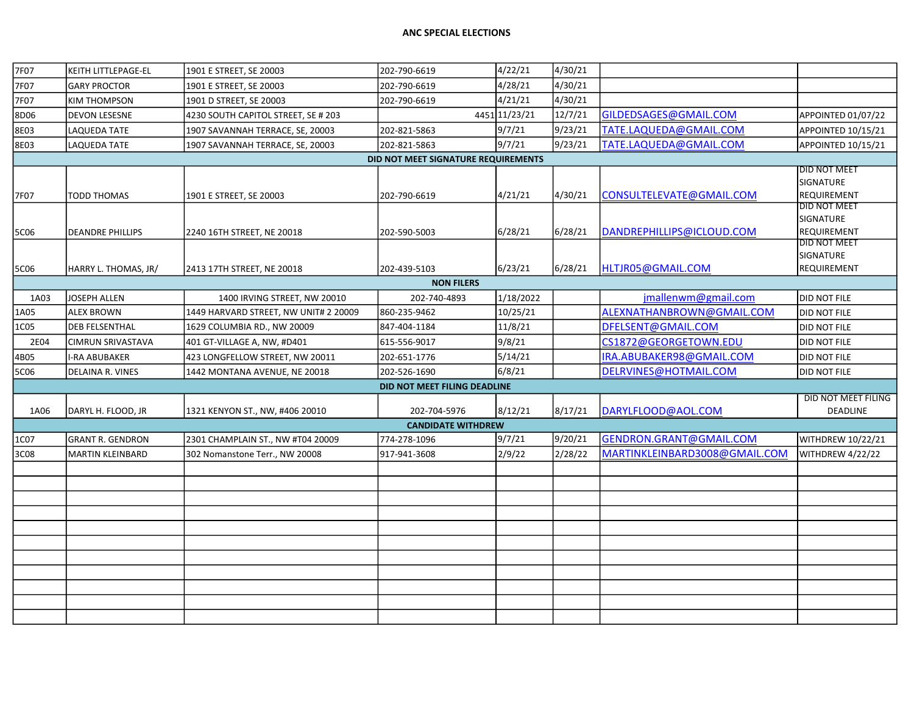**ANC SPECIAL ELECTIONS**

| | | | | | | | |
|---|---|---|---|---|---|---|---|
| 7F07 | KEITH LITTLEPAGE-EL | 1901 E STREET, SE 20003 | 202-790-6619 | 4/22/21 | 4/30/21 | | |
| 7F07 | GARY PROCTOR | 1901 E STREET, SE 20003 | 202-790-6619 | 4/28/21 | 4/30/21 | | |
| 7F07 | KIM THOMPSON | 1901 D STREET, SE 20003 | 202-790-6619 | 4/21/21 | 4/30/21 | | |
| 8D06 | DEVON LESESNE | 4230 SOUTH CAPITOL STREET, SE # 203 | 4451 | 11/23/21 | 12/7/21 | GILDEDSAGES@GMAIL.COM | APPOINTED 01/07/22 |
| 8E03 | LAQUEDA TATE | 1907 SAVANNAH TERRACE, SE, 20003 | 202-821-5863 | 9/7/21 | 9/23/21 | TATE.LAQUEDA@GMAIL.COM | APPOINTED 10/15/21 |
| 8E03 | LAQUEDA TATE | 1907 SAVANNAH TERRACE, SE, 20003 | 202-821-5863 | 9/7/21 | 9/23/21 | TATE.LAQUEDA@GMAIL.COM | APPOINTED 10/15/21 |
| **DID NOT MEET SIGNATURE REQUIREMENTS** | | | | | | | |
| 7F07 | TODD THOMAS | 1901 E STREET, SE 20003 | 202-790-6619 | 4/21/21 | 4/30/21 | CONSULTELEVATE@GMAIL.COM | DID NOT MEET SIGNATURE REQUIREMENT |
| 5C06 | DEANDRE PHILLIPS | 2240 16TH STREET, NE 20018 | 202-590-5003 | 6/28/21 | 6/28/21 | DANDREPHILLIPS@ICLOUD.COM | DID NOT MEET SIGNATURE REQUIREMENT |
| 5C06 | HARRY L. THOMAS, JR/ | 2413 17TH STREET, NE 20018 | 202-439-5103 | 6/23/21 | 6/28/21 | HLTJR05@GMAIL.COM | DID NOT MEET SIGNATURE REQUIREMENT |
| **NON FILERS** | | | | | | | |
| 1A03 | JOSEPH ALLEN | 1400 IRVING STREET, NW 20010 | 202-740-4893 | 1/18/2022 | | jmallenwm@gmail.com | DID NOT FILE |
| 1A05 | ALEX BROWN | 1449 HARVARD STREET, NW UNIT# 2 20009 | 860-235-9462 | 10/25/21 | | ALEXNATHANBROWN@GMAIL.COM | DID NOT FILE |
| 1C05 | DEB FELSENTHAL | 1629 COLUMBIA RD., NW 20009 | 847-404-1184 | 11/8/21 | | DFELSENT@GMAIL.COM | DID NOT FILE |
| 2E04 | CIMRUN SRIVASTAVA | 401 GT-VILLAGE A, NW, #D401 | 615-556-9017 | 9/8/21 | | CS1872@GEORGETOWN.EDU | DID NOT FILE |
| 4B05 | I-RA ABUBAKER | 423 LONGFELLOW STREET, NW 20011 | 202-651-1776 | 5/14/21 | | IRA.ABUBAKER98@GMAIL.COM | DID NOT FILE |
| 5C06 | DELAINA R. VINES | 1442 MONTANA AVENUE, NE 20018 | 202-526-1690 | 6/8/21 | | DELRVINES@HOTMAIL.COM | DID NOT FILE |
| **DID NOT MEET FILING DEADLINE** | | | | | | | |
| 1A06 | DARYL H. FLOOD, JR | 1321 KENYON ST., NW, #406 20010 | 202-704-5976 | 8/12/21 | 8/17/21 | DARYLFLOOD@AOL.COM | DID NOT MEET FILING DEADLINE |
| **CANDIDATE WITHDREW** | | | | | | | |
| 1C07 | GRANT R. GENDRON | 2301 CHAMPLAIN ST., NW #T04 20009 | 774-278-1096 | 9/7/21 | 9/20/21 | GENDRON.GRANT@GMAIL.COM | WITHDREW 10/22/21 |
| 3C08 | MARTIN KLEINBARD | 302 Nomanstone Terr., NW 20008 | 917-941-3608 | 2/9/22 | 2/28/22 | MARTINKLEINBARD3008@GMAIL.COM | WITHDREW 4/22/22 |